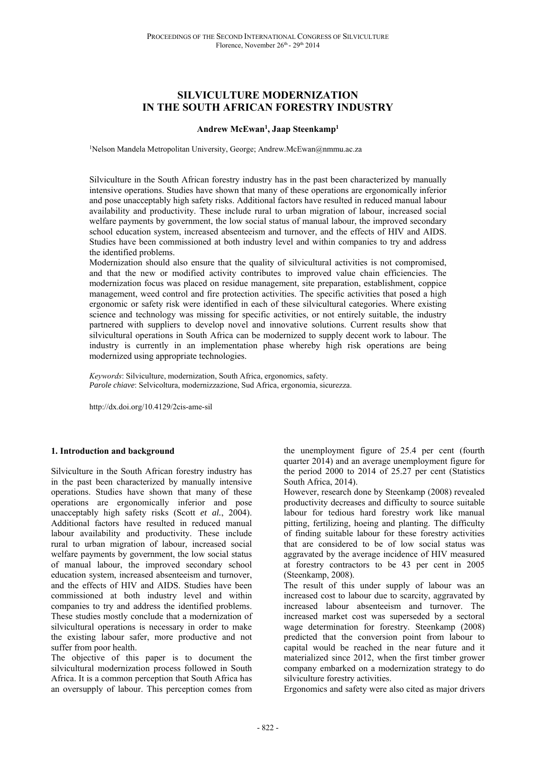# SILVICULTURE MODERNIZATION IN THE SOUTH AFRICAN FORESTRY INDUSTRY

**Andrew McEwan[1], Jaap Steenkamp[1]**

[1]Nelson Mandela Metropolitan University, George; Andrew.McEwan@nmmu.ac.za

Silviculture in the South African forestry industry has in the past been characterized by manually intensive operations. Studies have shown that many of these operations are ergonomically inferior and pose unacceptably high safety risks. Additional factors have resulted in reduced manual labour availability and productivity. These include rural to urban migration of labour, increased social welfare payments by government, the low social status of manual labour, the improved secondary school education system, increased absenteeism and turnover, and the effects of HIV and AIDS. Studies have been commissioned at both industry level and within companies to try and address the identified problems.

Modernization should also ensure that the quality of silvicultural activities is not compromised, and that the new or modified activity contributes to improved value chain efficiencies. The modernization focus was placed on residue management, site preparation, establishment, coppice management, weed control and fire protection activities. The specific activities that posed a high ergonomic or safety risk were identified in each of these silvicultural categories. Where existing science and technology was missing for specific activities, or not entirely suitable, the industry partnered with suppliers to develop novel and innovative solutions. Current results show that silvicultural operations in South Africa can be modernized to supply decent work to labour. The industry is currently in an implementation phase whereby high risk operations are being modernized using appropriate technologies.

*Keywords*: Silviculture, modernization, South Africa, ergonomics, safety.
*Parole chiave*: Selvicoltura, modernizzazione, Sud Africa, ergonomia, sicurezza.

http://dx.doi.org/10.4129/2cis-ame-sil

## 1. Introduction and background

Silviculture in the South African forestry industry has in the past been characterized by manually intensive operations. Studies have shown that many of these operations are ergonomically inferior and pose unacceptably high safety risks (Scott *et al.*, 2004). Additional factors have resulted in reduced manual labour availability and productivity. These include rural to urban migration of labour, increased social welfare payments by government, the low social status of manual labour, the improved secondary school education system, increased absenteeism and turnover, and the effects of HIV and AIDS. Studies have been commissioned at both industry level and within companies to try and address the identified problems. These studies mostly conclude that a modernization of silvicultural operations is necessary in order to make the existing labour safer, more productive and not suffer from poor health.

The objective of this paper is to document the silvicultural modernization process followed in South Africa. It is a common perception that South Africa has an oversupply of labour. This perception comes from the unemployment figure of 25.4 per cent (fourth quarter 2014) and an average unemployment figure for the period 2000 to 2014 of 25.27 per cent (Statistics South Africa, 2014).

However, research done by Steenkamp (2008) revealed productivity decreases and difficulty to source suitable labour for tedious hard forestry work like manual pitting, fertilizing, hoeing and planting. The difficulty of finding suitable labour for these forestry activities that are considered to be of low social status was aggravated by the average incidence of HIV measured at forestry contractors to be 43 per cent in 2005 (Steenkamp, 2008).

The result of this under supply of labour was an increased cost to labour due to scarcity, aggravated by increased labour absenteeism and turnover. The increased market cost was superseded by a sectoral wage determination for forestry. Steenkamp (2008) predicted that the conversion point from labour to capital would be reached in the near future and it materialized since 2012, when the first timber grower company embarked on a modernization strategy to do silviculture forestry activities.

Ergonomics and safety were also cited as major drivers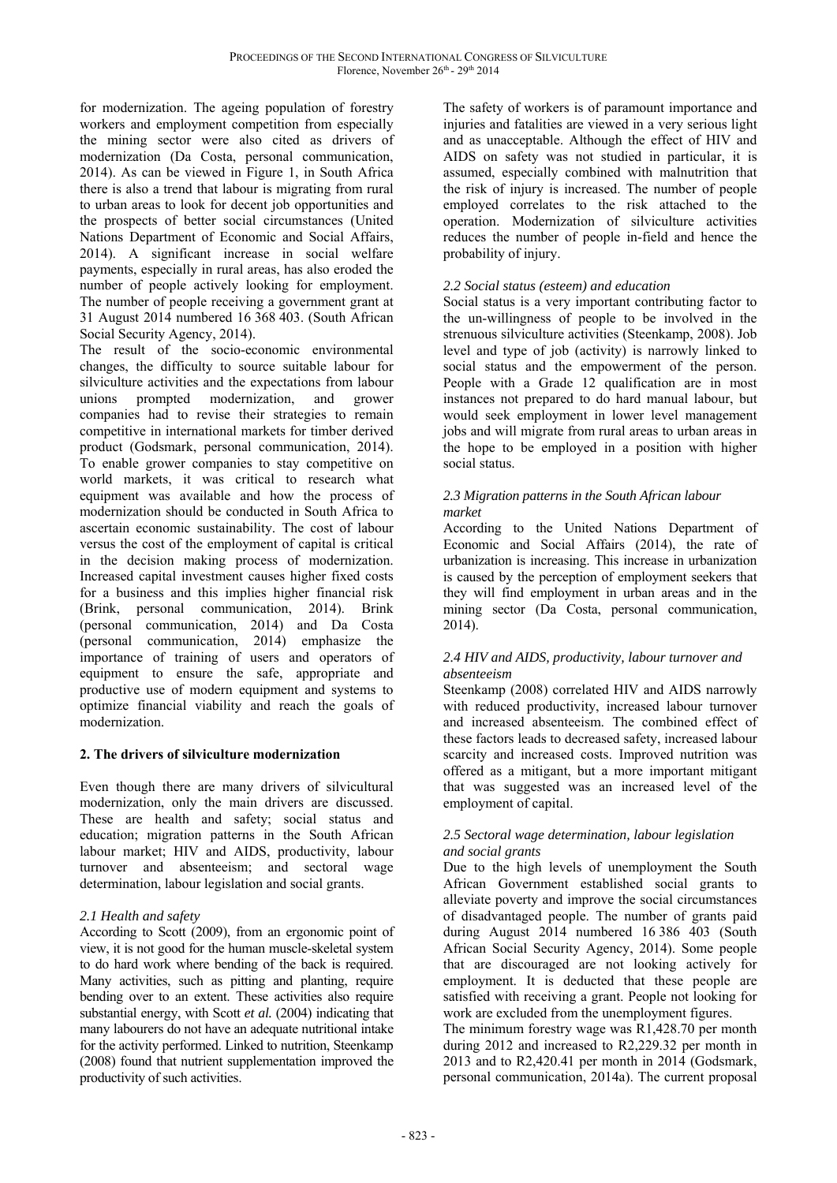for modernization. The ageing population of forestry workers and employment competition from especially the mining sector were also cited as drivers of modernization (Da Costa, personal communication, 2014). As can be viewed in Figure 1, in South Africa there is also a trend that labour is migrating from rural to urban areas to look for decent job opportunities and the prospects of better social circumstances (United Nations Department of Economic and Social Affairs, 2014). A significant increase in social welfare payments, especially in rural areas, has also eroded the number of people actively looking for employment. The number of people receiving a government grant at 31 August 2014 numbered 16 368 403. (South African Social Security Agency, 2014).

The result of the socio-economic environmental changes, the difficulty to source suitable labour for silviculture activities and the expectations from labour unions prompted modernization, and grower companies had to revise their strategies to remain competitive in international markets for timber derived product (Godsmark, personal communication, 2014). To enable grower companies to stay competitive on world markets, it was critical to research what equipment was available and how the process of modernization should be conducted in South Africa to ascertain economic sustainability. The cost of labour versus the cost of the employment of capital is critical in the decision making process of modernization. Increased capital investment causes higher fixed costs for a business and this implies higher financial risk (Brink, personal communication, 2014). Brink (personal communication, 2014) and Da Costa (personal communication, 2014) emphasize the importance of training of users and operators of equipment to ensure the safe, appropriate and productive use of modern equipment and systems to optimize financial viability and reach the goals of modernization.

## 2. The drivers of silviculture modernization

Even though there are many drivers of silvicultural modernization, only the main drivers are discussed. These are health and safety; social status and education; migration patterns in the South African labour market; HIV and AIDS, productivity, labour turnover and absenteeism; and sectoral wage determination, labour legislation and social grants.

### *2.1 Health and safety*

According to Scott (2009), from an ergonomic point of view, it is not good for the human muscle-skeletal system to do hard work where bending of the back is required. Many activities, such as pitting and planting, require bending over to an extent. These activities also require substantial energy, with Scott *et al.* (2004) indicating that many labourers do not have an adequate nutritional intake for the activity performed. Linked to nutrition, Steenkamp (2008) found that nutrient supplementation improved the productivity of such activities.

The safety of workers is of paramount importance and injuries and fatalities are viewed in a very serious light and as unacceptable. Although the effect of HIV and AIDS on safety was not studied in particular, it is assumed, especially combined with malnutrition that the risk of injury is increased. The number of people employed correlates to the risk attached to the operation. Modernization of silviculture activities reduces the number of people in-field and hence the probability of injury.

### *2.2 Social status (esteem) and education*

Social status is a very important contributing factor to the un-willingness of people to be involved in the strenuous silviculture activities (Steenkamp, 2008). Job level and type of job (activity) is narrowly linked to social status and the empowerment of the person. People with a Grade 12 qualification are in most instances not prepared to do hard manual labour, but would seek employment in lower level management jobs and will migrate from rural areas to urban areas in the hope to be employed in a position with higher social status.

### *2.3 Migration patterns in the South African labour market*

According to the United Nations Department of Economic and Social Affairs (2014), the rate of urbanization is increasing. This increase in urbanization is caused by the perception of employment seekers that they will find employment in urban areas and in the mining sector (Da Costa, personal communication, 2014).

### *2.4 HIV and AIDS, productivity, labour turnover and absenteeism*

Steenkamp (2008) correlated HIV and AIDS narrowly with reduced productivity, increased labour turnover and increased absenteeism. The combined effect of these factors leads to decreased safety, increased labour scarcity and increased costs. Improved nutrition was offered as a mitigant, but a more important mitigant that was suggested was an increased level of the employment of capital.

### *2.5 Sectoral wage determination, labour legislation and social grants*

Due to the high levels of unemployment the South African Government established social grants to alleviate poverty and improve the social circumstances of disadvantaged people. The number of grants paid during August 2014 numbered 16 386 403 (South African Social Security Agency, 2014). Some people that are discouraged are not looking actively for employment. It is deducted that these people are satisfied with receiving a grant. People not looking for work are excluded from the unemployment figures.

The minimum forestry wage was R1,428.70 per month during 2012 and increased to R2,229.32 per month in 2013 and to R2,420.41 per month in 2014 (Godsmark, personal communication, 2014a). The current proposal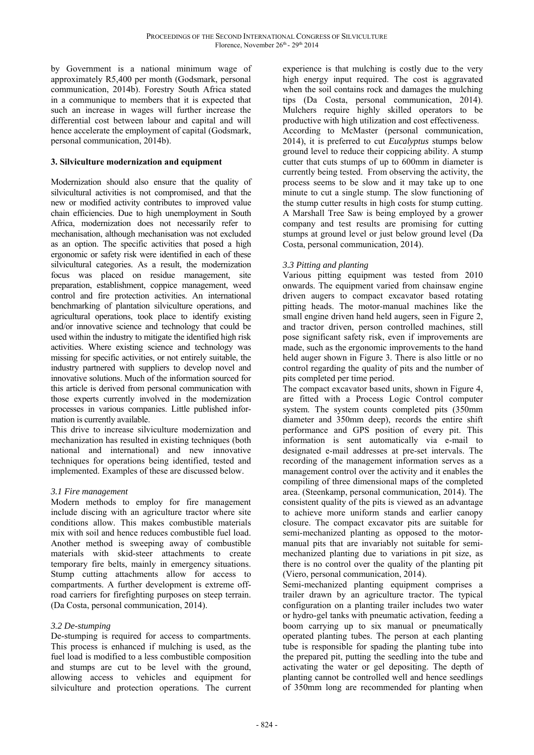by Government is a national minimum wage of approximately R5,400 per month (Godsmark, personal communication, 2014b). Forestry South Africa stated in a communique to members that it is expected that such an increase in wages will further increase the differential cost between labour and capital and will hence accelerate the employment of capital (Godsmark, personal communication, 2014b).

## 3. Silviculture modernization and equipment

Modernization should also ensure that the quality of silvicultural activities is not compromised, and that the new or modified activity contributes to improved value chain efficiencies. Due to high unemployment in South Africa, modernization does not necessarily refer to mechanisation, although mechanisation was not excluded as an option. The specific activities that posed a high ergonomic or safety risk were identified in each of these silvicultural categories. As a result, the modernization focus was placed on residue management, site preparation, establishment, coppice management, weed control and fire protection activities. An international benchmarking of plantation silviculture operations, and agricultural operations, took place to identify existing and/or innovative science and technology that could be used within the industry to mitigate the identified high risk activities. Where existing science and technology was missing for specific activities, or not entirely suitable, the industry partnered with suppliers to develop novel and innovative solutions. Much of the information sourced for this article is derived from personal communication with those experts currently involved in the modernization processes in various companies. Little published information is currently available.

This drive to increase silviculture modernization and mechanization has resulted in existing techniques (both national and international) and new innovative techniques for operations being identified, tested and implemented. Examples of these are discussed below.

### *3.1 Fire management*

Modern methods to employ for fire management include discing with an agriculture tractor where site conditions allow. This makes combustible materials mix with soil and hence reduces combustible fuel load. Another method is sweeping away of combustible materials with skid-steer attachments to create temporary fire belts, mainly in emergency situations. Stump cutting attachments allow for access to compartments. A further development is extreme off-road carriers for firefighting purposes on steep terrain. (Da Costa, personal communication, 2014).

### *3.2 De-stumping*

De-stumping is required for access to compartments. This process is enhanced if mulching is used, as the fuel load is modified to a less combustible composition and stumps are cut to be level with the ground, allowing access to vehicles and equipment for silviculture and protection operations. The current experience is that mulching is costly due to the very high energy input required. The cost is aggravated when the soil contains rock and damages the mulching tips (Da Costa, personal communication, 2014). Mulchers require highly skilled operators to be productive with high utilization and cost effectiveness.

According to McMaster (personal communication, 2014), it is preferred to cut *Eucalyptus* stumps below ground level to reduce their coppicing ability. A stump cutter that cuts stumps of up to 600mm in diameter is currently being tested. From observing the activity, the process seems to be slow and it may take up to one minute to cut a single stump. The slow functioning of the stump cutter results in high costs for stump cutting. A Marshall Tree Saw is being employed by a grower company and test results are promising for cutting stumps at ground level or just below ground level (Da Costa, personal communication, 2014).

### *3.3 Pitting and planting*

Various pitting equipment was tested from 2010 onwards. The equipment varied from chainsaw engine driven augers to compact excavator based rotating pitting heads. The motor-manual machines like the small engine driven hand held augers, seen in Figure 2, and tractor driven, person controlled machines, still pose significant safety risk, even if improvements are made, such as the ergonomic improvements to the hand held auger shown in Figure 3. There is also little or no control regarding the quality of pits and the number of pits completed per time period.

The compact excavator based units, shown in Figure 4, are fitted with a Process Logic Control computer system. The system counts completed pits (350mm diameter and 350mm deep), records the entire shift performance and GPS position of every pit. This information is sent automatically via e-mail to designated e-mail addresses at pre-set intervals. The recording of the management information serves as a management control over the activity and it enables the compiling of three dimensional maps of the completed area. (Steenkamp, personal communication, 2014). The consistent quality of the pits is viewed as an advantage to achieve more uniform stands and earlier canopy closure. The compact excavator pits are suitable for semi-mechanized planting as opposed to the motor-manual pits that are invariably not suitable for semi-mechanized planting due to variations in pit size, as there is no control over the quality of the planting pit (Viero, personal communication, 2014).

Semi-mechanized planting equipment comprises a trailer drawn by an agriculture tractor. The typical configuration on a planting trailer includes two water or hydro-gel tanks with pneumatic activation, feeding a boom carrying up to six manual or pneumatically operated planting tubes. The person at each planting tube is responsible for spading the planting tube into the prepared pit, putting the seedling into the tube and activating the water or gel depositing. The depth of planting cannot be controlled well and hence seedlings of 350mm long are recommended for planting when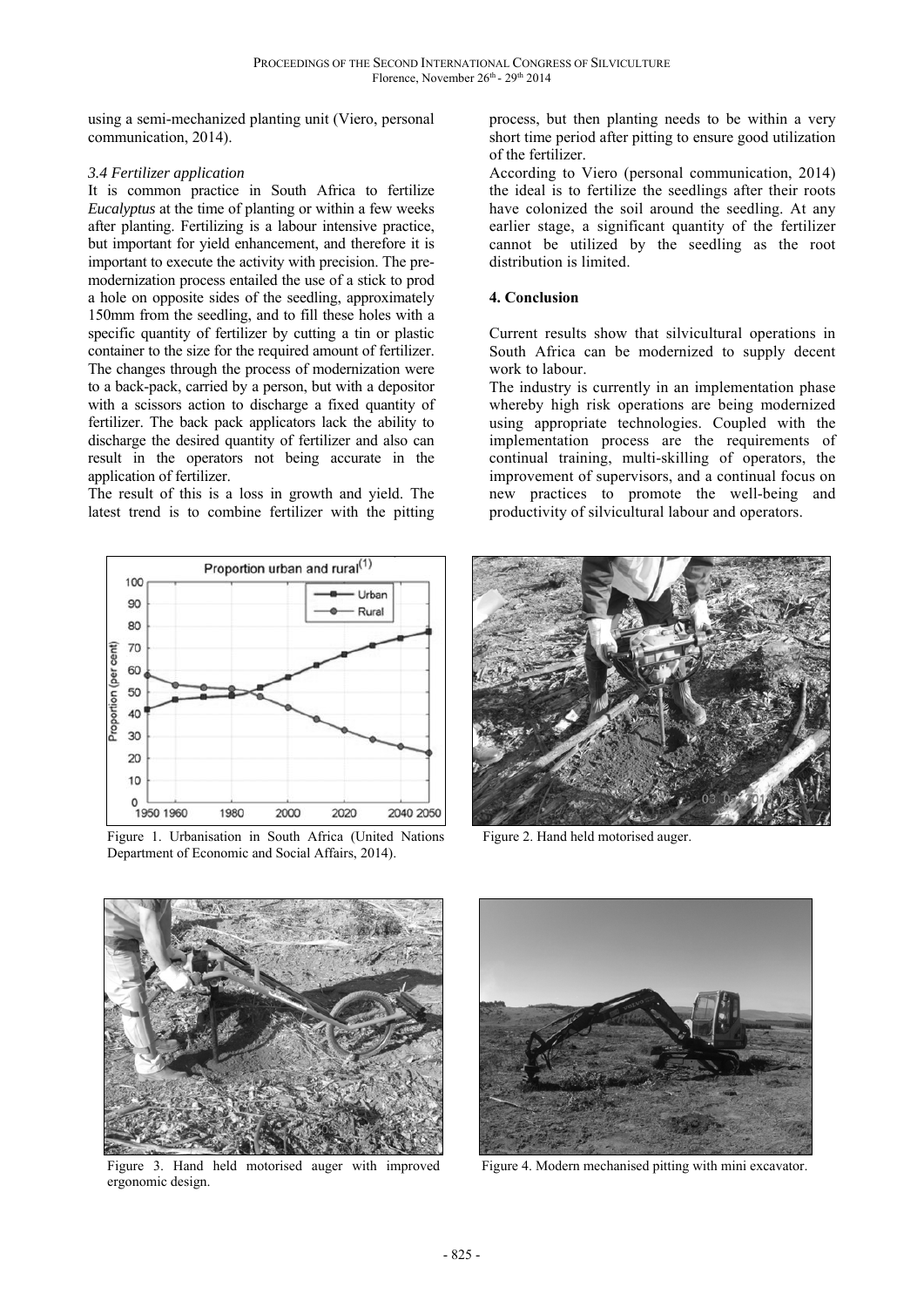using a semi-mechanized planting unit (Viero, personal communication, 2014).

*3.4 Fertilizer application*

It is common practice in South Africa to fertilize *Eucalyptus* at the time of planting or within a few weeks after planting. Fertilizing is a labour intensive practice, but important for yield enhancement, and therefore it is important to execute the activity with precision. The pre-modernization process entailed the use of a stick to prod a hole on opposite sides of the seedling, approximately 150mm from the seedling, and to fill these holes with a specific quantity of fertilizer by cutting a tin or plastic container to the size for the required amount of fertilizer. The changes through the process of modernization were to a back-pack, carried by a person, but with a depositor with a scissors action to discharge a fixed quantity of fertilizer. The back pack applicators lack the ability to discharge the desired quantity of fertilizer and also can result in the operators not being accurate in the application of fertilizer.

The result of this is a loss in growth and yield. The latest trend is to combine fertilizer with the pitting process, but then planting needs to be within a very short time period after pitting to ensure good utilization of the fertilizer.

According to Viero (personal communication, 2014) the ideal is to fertilize the seedlings after their roots have colonized the soil around the seedling. At any earlier stage, a significant quantity of the fertilizer cannot be utilized by the seedling as the root distribution is limited.

## 4. Conclusion

Current results show that silvicultural operations in South Africa can be modernized to supply decent work to labour.

The industry is currently in an implementation phase whereby high risk operations are being modernized using appropriate technologies. Coupled with the implementation process are the requirements of continual training, multi-skilling of operators, the improvement of supervisors, and a continual focus on new practices to promote the well-being and productivity of silvicultural labour and operators.

Figure 1. Urbanisation in South Africa (United Nations Department of Economic and Social Affairs, 2014).

Figure 2. Hand held motorised auger.

Figure 3. Hand held motorised auger with improved ergonomic design.

Figure 4. Modern mechanised pitting with mini excavator.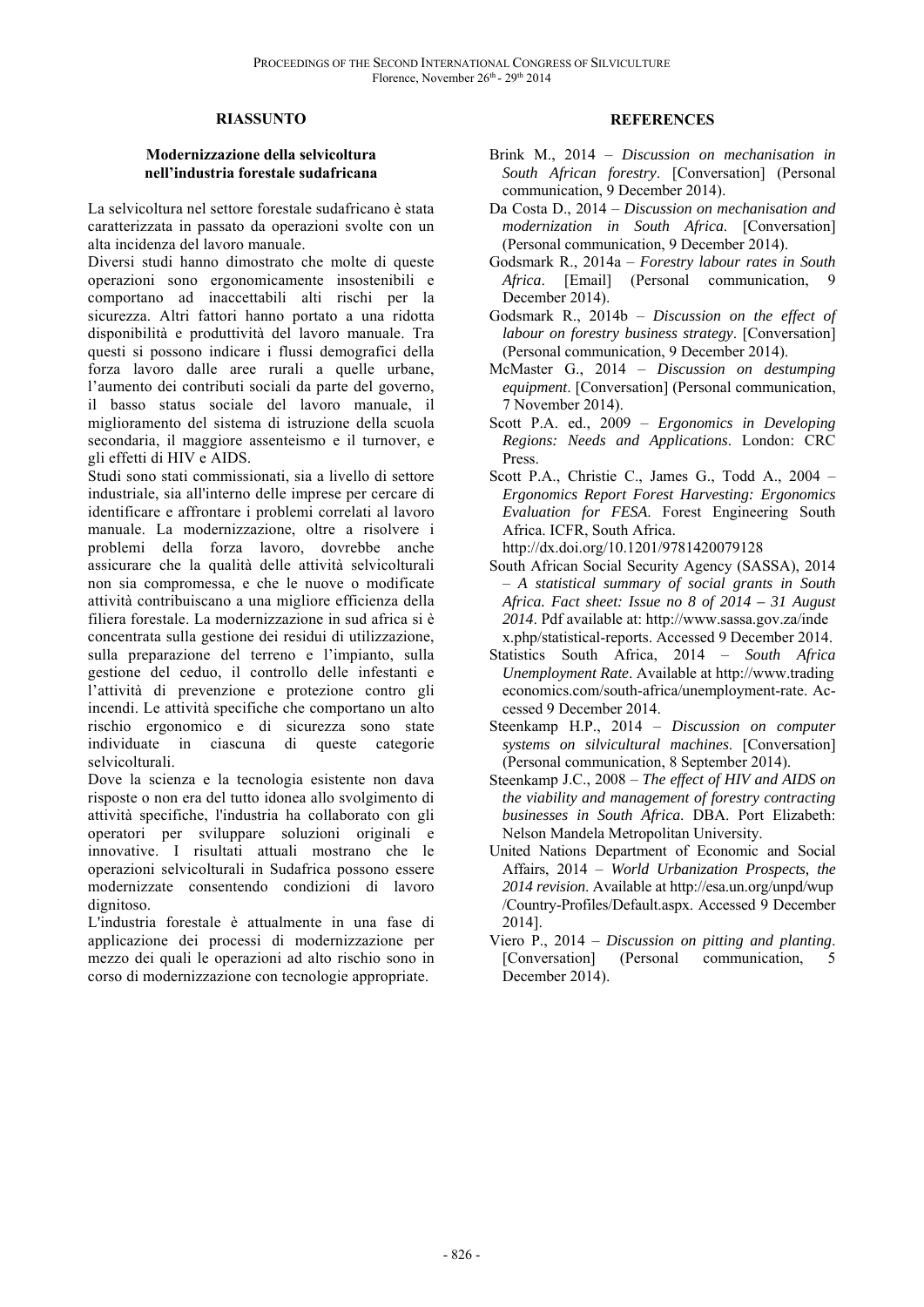## RIASSUNTO

### Modernizzazione della selvicoltura nell'industria forestale sudafricana

La selvicoltura nel settore forestale sudafricano è stata caratterizzata in passato da operazioni svolte con un alta incidenza del lavoro manuale.

Diversi studi hanno dimostrato che molte di queste operazioni sono ergonomicamente insostenibili e comportano ad inaccettabili alti rischi per la sicurezza. Altri fattori hanno portato a una ridotta disponibilità e produttività del lavoro manuale. Tra questi si possono indicare i flussi demografici della forza lavoro dalle aree rurali a quelle urbane, l'aumento dei contributi sociali da parte del governo, il basso status sociale del lavoro manuale, il miglioramento del sistema di istruzione della scuola secondaria, il maggiore assenteismo e il turnover, e gli effetti di HIV e AIDS.

Studi sono stati commissionati, sia a livello di settore industriale, sia all'interno delle imprese per cercare di identificare e affrontare i problemi correlati al lavoro manuale. La modernizzazione, oltre a risolvere i problemi della forza lavoro, dovrebbe anche assicurare che la qualità delle attività selvicolturali non sia compromessa, e che le nuove o modificate attività contribuiscano a una migliore efficienza della filiera forestale. La modernizzazione in sud africa si è concentrata sulla gestione dei residui di utilizzazione, sulla preparazione del terreno e l'impianto, sulla gestione del ceduo, il controllo delle infestanti e l'attività di prevenzione e protezione contro gli incendi. Le attività specifiche che comportano un alto rischio ergonomico e di sicurezza sono state individuate in ciascuna di queste categorie selvicolturali.

Dove la scienza e la tecnologia esistente non dava risposte o non era del tutto idonea allo svolgimento di attività specifiche, l'industria ha collaborato con gli operatori per sviluppare soluzioni originali e innovative. I risultati attuali mostrano che le operazioni selvicolturali in Sudafrica possono essere modernizzate consentendo condizioni di lavoro dignitoso.

L'industria forestale è attualmente in una fase di applicazione dei processi di modernizzazione per mezzo dei quali le operazioni ad alto rischio sono in corso di modernizzazione con tecnologie appropriate.

## REFERENCES

Brink M., 2014 – *Discussion on mechanisation in South African forestry*. [Conversation] (Personal communication, 9 December 2014).

Da Costa D., 2014 – *Discussion on mechanisation and modernization in South Africa*. [Conversation] (Personal communication, 9 December 2014).

Godsmark R., 2014a – *Forestry labour rates in South Africa*. [Email] (Personal communication, 9 December 2014).

Godsmark R., 2014b – *Discussion on the effect of labour on forestry business strategy*. [Conversation] (Personal communication, 9 December 2014).

McMaster G., 2014 – *Discussion on destumping equipment*. [Conversation] (Personal communication, 7 November 2014).

Scott P.A. ed., 2009 – *Ergonomics in Developing Regions: Needs and Applications*. London: CRC Press.

Scott P.A., Christie C., James G., Todd A., 2004 – *Ergonomics Report Forest Harvesting: Ergonomics Evaluation for FESA*. Forest Engineering South Africa. ICFR, South Africa. http://dx.doi.org/10.1201/9781420079128

South African Social Security Agency (SASSA), 2014 – *A statistical summary of social grants in South Africa. Fact sheet: Issue no 8 of 2014 – 31 August 2014*. Pdf available at: http://www.sassa.gov.za/index.php/statistical-reports. Accessed 9 December 2014.

Statistics South Africa, 2014 – *South Africa Unemployment Rate*. Available at http://www.tradingeconomics.com/south-africa/unemployment-rate. Accessed 9 December 2014.

Steenkamp H.P., 2014 – *Discussion on computer systems on silvicultural machines*. [Conversation] (Personal communication, 8 September 2014).

Steenkamp J.C., 2008 – *The effect of HIV and AIDS on the viability and management of forestry contracting businesses in South Africa*. DBA. Port Elizabeth: Nelson Mandela Metropolitan University.

United Nations Department of Economic and Social Affairs, 2014 – *World Urbanization Prospects, the 2014 revision*. Available at http://esa.un.org/unpd/wup/Country-Profiles/Default.aspx. Accessed 9 December 2014].

Viero P., 2014 – *Discussion on pitting and planting*. [Conversation] (Personal communication, 5 December 2014).